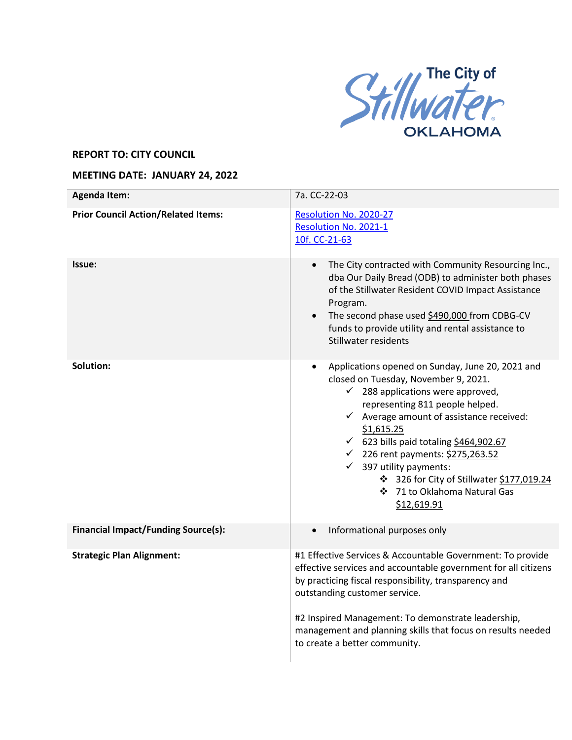The City of Stillwater OKLAHOMA

**REPORT TO: CITY COUNCIL**

**MEETING DATE: JANUARY 24, 2022**

| | |
|---|---|
| **Agenda Item:** | 7a. CC-22-03 |
| **Prior Council Action/Related Items:** | Resolution No. 2020-27<br>Resolution No. 2021-1<br>10f. CC-21-63 |
| **Issue:** | • The City contracted with Community Resourcing Inc., dba Our Daily Bread (ODB) to administer both phases of the Stillwater Resident COVID Impact Assistance Program.<br>• The second phase used $490,000 from CDBG-CV funds to provide utility and rental assistance to Stillwater residents |
| **Solution:** | • Applications opened on Sunday, June 20, 2021 and closed on Tuesday, November 9, 2021.<br>✓ 288 applications were approved, representing 811 people helped.<br>✓ Average amount of assistance received: $1,615.25<br>✓ 623 bills paid totaling $464,902.67<br>✓ 226 rent payments: $275,263.52<br>✓ 397 utility payments:<br>❖ 326 for City of Stillwater $177,019.24<br>❖ 71 to Oklahoma Natural Gas $12,619.91 |
| **Financial Impact/Funding Source(s):** | • Informational purposes only |
| **Strategic Plan Alignment:** | #1 Effective Services & Accountable Government: To provide effective services and accountable government for all citizens by practicing fiscal responsibility, transparency and outstanding customer service.<br><br>#2 Inspired Management: To demonstrate leadership, management and planning skills that focus on results needed to create a better community. |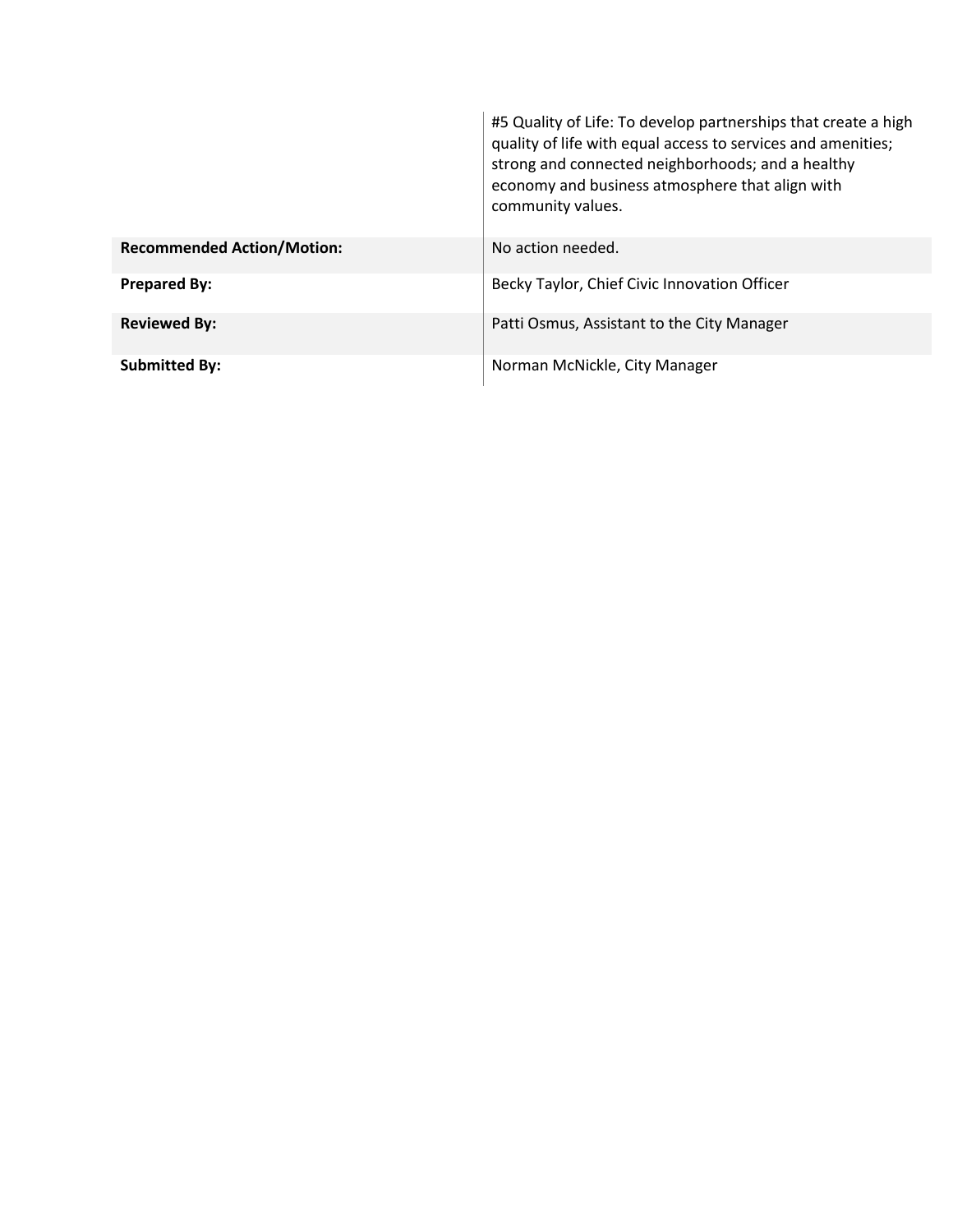| | |
|---|---|
| | #5 Quality of Life: To develop partnerships that create a high quality of life with equal access to services and amenities; strong and connected neighborhoods; and a healthy economy and business atmosphere that align with community values. |
| **Recommended Action/Motion:** | No action needed. |
| **Prepared By:** | Becky Taylor, Chief Civic Innovation Officer |
| **Reviewed By:** | Patti Osmus, Assistant to the City Manager |
| **Submitted By:** | Norman McNickle, City Manager |